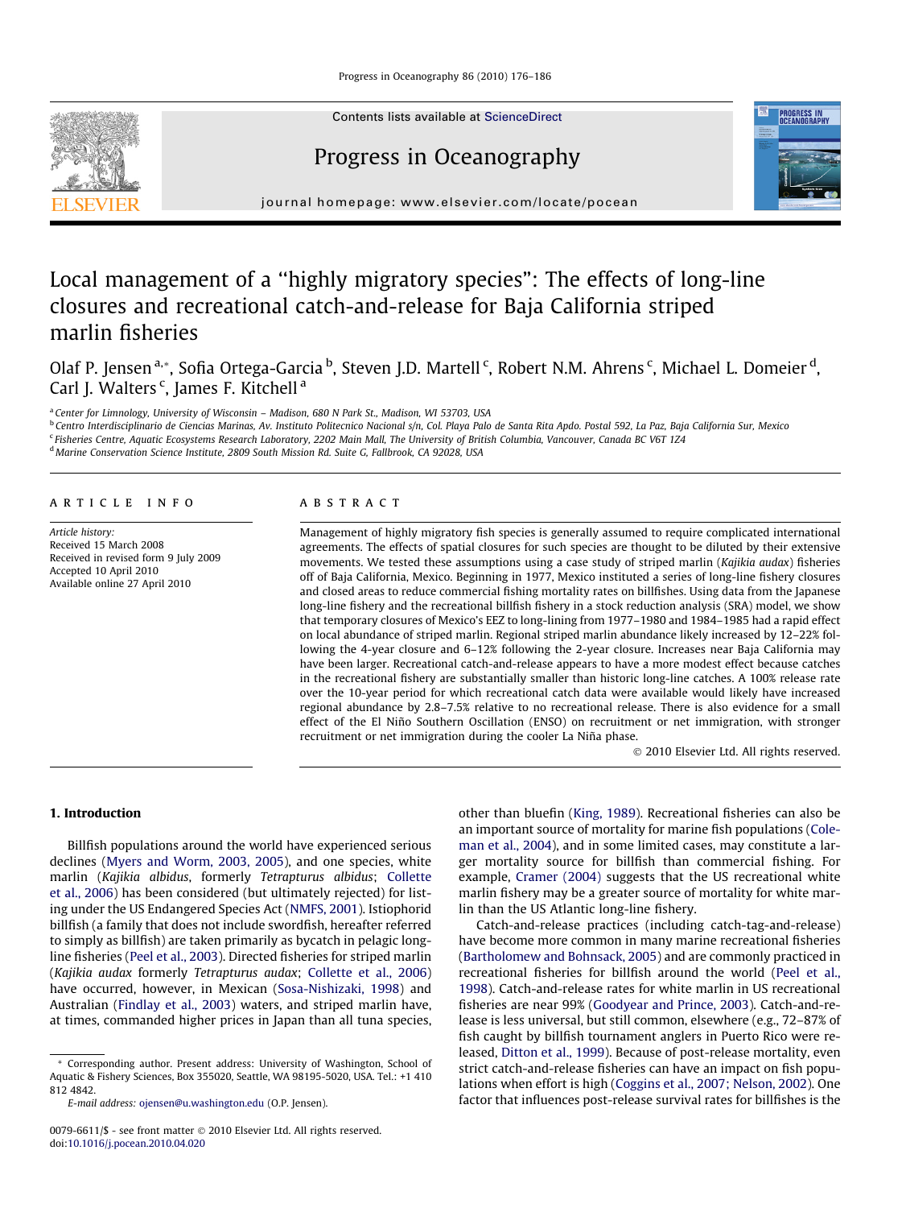# Local management of a "highly migratory species": The effects of long-line closures and recreational catch-and-release for Baja California striped marlin fisheries

Olaf P. Jensen [a,*], Sofia Ortega-Garcia [b], Steven J.D. Martell [c], Robert N.M. Ahrens [c], Michael L. Domeier [d], Carl J. Walters [c], James F. Kitchell [a]

[a] Center for Limnology, University of Wisconsin – Madison, 680 N Park St., Madison, WI 53703, USA

[b] Centro Interdisciplinario de Ciencias Marinas, Av. Instituto Politecnico Nacional s/n, Col. Playa Palo de Santa Rita Apdo. Postal 592, La Paz, Baja California Sur, Mexico

[c] Fisheries Centre, Aquatic Ecosystems Research Laboratory, 2202 Main Mall, The University of British Columbia, Vancouver, Canada BC V6T 1Z4

[d] Marine Conservation Science Institute, 2809 South Mission Rd. Suite G, Fallbrook, CA 92028, USA

## ARTICLE INFO

*Article history:*
Received 15 March 2008
Received in revised form 9 July 2009
Accepted 10 April 2010
Available online 27 April 2010

## ABSTRACT

Management of highly migratory fish species is generally assumed to require complicated international agreements. The effects of spatial closures for such species are thought to be diluted by their extensive movements. We tested these assumptions using a case study of striped marlin (*Kajikia audax*) fisheries off of Baja California, Mexico. Beginning in 1977, Mexico instituted a series of long-line fishery closures and closed areas to reduce commercial fishing mortality rates on billfishes. Using data from the Japanese long-line fishery and the recreational billfish fishery in a stock reduction analysis (SRA) model, we show that temporary closures of Mexico's EEZ to long-lining from 1977–1980 and 1984–1985 had a rapid effect on local abundance of striped marlin. Regional striped marlin abundance likely increased by 12–22% following the 4-year closure and 6–12% following the 2-year closure. Increases near Baja California may have been larger. Recreational catch-and-release appears to have a more modest effect because catches in the recreational fishery are substantially smaller than historic long-line catches. A 100% release rate over the 10-year period for which recreational catch data were available would likely have increased regional abundance by 2.8–7.5% relative to no recreational release. There is also evidence for a small effect of the El Niño Southern Oscillation (ENSO) on recruitment or net immigration, with stronger recruitment or net immigration during the cooler La Niña phase.

© 2010 Elsevier Ltd. All rights reserved.

## 1. Introduction

Billfish populations around the world have experienced serious declines (Myers and Worm, 2003, 2005), and one species, white marlin (*Kajikia albidus*, formerly *Tetrapturus albidus*; Collette et al., 2006) has been considered (but ultimately rejected) for listing under the US Endangered Species Act (NMFS, 2001). Istiophorid billfish (a family that does not include swordfish, hereafter referred to simply as billfish) are taken primarily as bycatch in pelagic long-line fisheries (Peel et al., 2003). Directed fisheries for striped marlin (*Kajikia audax* formerly *Tetrapturus audax*; Collette et al., 2006) have occurred, however, in Mexican (Sosa-Nishizaki, 1998) and Australian (Findlay et al., 2003) waters, and striped marlin have, at times, commanded higher prices in Japan than all tuna species, other than bluefin (King, 1989). Recreational fisheries can also be an important source of mortality for marine fish populations (Coleman et al., 2004), and in some limited cases, may constitute a larger mortality source for billfish than commercial fishing. For example, Cramer (2004) suggests that the US recreational white marlin fishery may be a greater source of mortality for white marlin than the US Atlantic long-line fishery.

Catch-and-release practices (including catch-tag-and-release) have become more common in many marine recreational fisheries (Bartholomew and Bohnsack, 2005) and are commonly practiced in recreational fisheries for billfish around the world (Peel et al., 1998). Catch-and-release rates for white marlin in US recreational fisheries are near 99% (Goodyear and Prince, 2003). Catch-and-release is less universal, but still common, elsewhere (e.g., 72–87% of fish caught by billfish tournament anglers in Puerto Rico were released, Ditton et al., 1999). Because of post-release mortality, even strict catch-and-release fisheries can have an impact on fish populations when effort is high (Coggins et al., 2007; Nelson, 2002). One factor that influences post-release survival rates for billfishes is the

* Corresponding author. Present address: University of Washington, School of Aquatic & Fishery Sciences, Box 355020, Seattle, WA 98195-5020, USA. Tel.: +1 410 812 4842.
E-mail address: ojensen@u.washington.edu (O.P. Jensen).

0079-6611/$ - see front matter © 2010 Elsevier Ltd. All rights reserved.
doi:10.1016/j.pocean.2010.04.020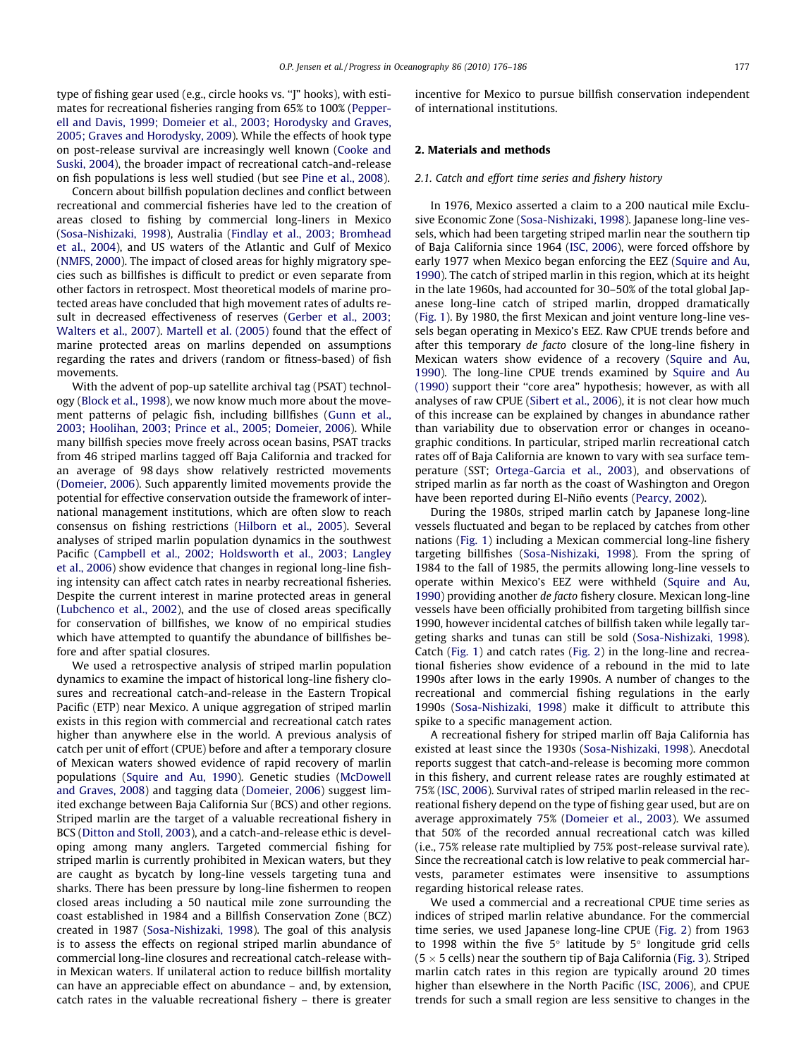type of fishing gear used (e.g., circle hooks vs. "J" hooks), with estimates for recreational fisheries ranging from 65% to 100% (Pepperell and Davis, 1999; Domeier et al., 2003; Horodysky and Graves, 2005; Graves and Horodysky, 2009). While the effects of hook type on post-release survival are increasingly well known (Cooke and Suski, 2004), the broader impact of recreational catch-and-release on fish populations is less well studied (but see Pine et al., 2008).

Concern about billfish population declines and conflict between recreational and commercial fisheries have led to the creation of areas closed to fishing by commercial long-liners in Mexico (Sosa-Nishizaki, 1998), Australia (Findlay et al., 2003; Bromhead et al., 2004), and US waters of the Atlantic and Gulf of Mexico (NMFS, 2000). The impact of closed areas for highly migratory species such as billfishes is difficult to predict or even separate from other factors in retrospect. Most theoretical models of marine protected areas have concluded that high movement rates of adults result in decreased effectiveness of reserves (Gerber et al., 2003; Walters et al., 2007). Martell et al. (2005) found that the effect of marine protected areas on marlins depended on assumptions regarding the rates and drivers (random or fitness-based) of fish movements.

With the advent of pop-up satellite archival tag (PSAT) technology (Block et al., 1998), we now know much more about the movement patterns of pelagic fish, including billfishes (Gunn et al., 2003; Hoolihan, 2003; Prince et al., 2005; Domeier, 2006). While many billfish species move freely across ocean basins, PSAT tracks from 46 striped marlins tagged off Baja California and tracked for an average of 98 days show relatively restricted movements (Domeier, 2006). Such apparently limited movements provide the potential for effective conservation outside the framework of international management institutions, which are often slow to reach consensus on fishing restrictions (Hilborn et al., 2005). Several analyses of striped marlin population dynamics in the southwest Pacific (Campbell et al., 2002; Holdsworth et al., 2003; Langley et al., 2006) show evidence that changes in regional long-line fishing intensity can affect catch rates in nearby recreational fisheries. Despite the current interest in marine protected areas in general (Lubchenco et al., 2002), and the use of closed areas specifically for conservation of billfishes, we know of no empirical studies which have attempted to quantify the abundance of billfishes before and after spatial closures.

We used a retrospective analysis of striped marlin population dynamics to examine the impact of historical long-line fishery closures and recreational catch-and-release in the Eastern Tropical Pacific (ETP) near Mexico. A unique aggregation of striped marlin exists in this region with commercial and recreational catch rates higher than anywhere else in the world. A previous analysis of catch per unit of effort (CPUE) before and after a temporary closure of Mexican waters showed evidence of rapid recovery of marlin populations (Squire and Au, 1990). Genetic studies (McDowell and Graves, 2008) and tagging data (Domeier, 2006) suggest limited exchange between Baja California Sur (BCS) and other regions. Striped marlin are the target of a valuable recreational fishery in BCS (Ditton and Stoll, 2003), and a catch-and-release ethic is developing among many anglers. Targeted commercial fishing for striped marlin is currently prohibited in Mexican waters, but they are caught as bycatch by long-line vessels targeting tuna and sharks. There has been pressure by long-line fishermen to reopen closed areas including a 50 nautical mile zone surrounding the coast established in 1984 and a Billfish Conservation Zone (BCZ) created in 1987 (Sosa-Nishizaki, 1998). The goal of this analysis is to assess the effects on regional striped marlin abundance of commercial long-line closures and recreational catch-release within Mexican waters. If unilateral action to reduce billfish mortality can have an appreciable effect on abundance – and, by extension, catch rates in the valuable recreational fishery – there is greater incentive for Mexico to pursue billfish conservation independent of international institutions.

## 2. Materials and methods

### 2.1. Catch and effort time series and fishery history

In 1976, Mexico asserted a claim to a 200 nautical mile Exclusive Economic Zone (Sosa-Nishizaki, 1998). Japanese long-line vessels, which had been targeting striped marlin near the southern tip of Baja California since 1964 (ISC, 2006), were forced offshore by early 1977 when Mexico began enforcing the EEZ (Squire and Au, 1990). The catch of striped marlin in this region, which at its height in the late 1960s, had accounted for 30–50% of the total global Japanese long-line catch of striped marlin, dropped dramatically (Fig. 1). By 1980, the first Mexican and joint venture long-line vessels began operating in Mexico's EEZ. Raw CPUE trends before and after this temporary *de facto* closure of the long-line fishery in Mexican waters show evidence of a recovery (Squire and Au, 1990). The long-line CPUE trends examined by Squire and Au (1990) support their "core area" hypothesis; however, as with all analyses of raw CPUE (Sibert et al., 2006), it is not clear how much of this increase can be explained by changes in abundance rather than variability due to observation error or changes in oceanographic conditions. In particular, striped marlin recreational catch rates off of Baja California are known to vary with sea surface temperature (SST; Ortega-Garcia et al., 2003), and observations of striped marlin as far north as the coast of Washington and Oregon have been reported during El-Niño events (Pearcy, 2002).

During the 1980s, striped marlin catch by Japanese long-line vessels fluctuated and began to be replaced by catches from other nations (Fig. 1) including a Mexican commercial long-line fishery targeting billfishes (Sosa-Nishizaki, 1998). From the spring of 1984 to the fall of 1985, the permits allowing long-line vessels to operate within Mexico's EEZ were withheld (Squire and Au, 1990) providing another *de facto* fishery closure. Mexican long-line vessels have been officially prohibited from targeting billfish since 1990, however incidental catches of billfish taken while legally targeting sharks and tunas can still be sold (Sosa-Nishizaki, 1998). Catch (Fig. 1) and catch rates (Fig. 2) in the long-line and recreational fisheries show evidence of a rebound in the mid to late 1990s after lows in the early 1990s. A number of changes to the recreational and commercial fishing regulations in the early 1990s (Sosa-Nishizaki, 1998) make it difficult to attribute this spike to a specific management action.

A recreational fishery for striped marlin off Baja California has existed at least since the 1930s (Sosa-Nishizaki, 1998). Anecdotal reports suggest that catch-and-release is becoming more common in this fishery, and current release rates are roughly estimated at 75% (ISC, 2006). Survival rates of striped marlin released in the recreational fishery depend on the type of fishing gear used, but are on average approximately 75% (Domeier et al., 2003). We assumed that 50% of the recorded annual recreational catch was killed (i.e., 75% release rate multiplied by 75% post-release survival rate). Since the recreational catch is low relative to peak commercial harvests, parameter estimates were insensitive to assumptions regarding historical release rates.

We used a commercial and a recreational CPUE time series as indices of striped marlin relative abundance. For the commercial time series, we used Japanese long-line CPUE (Fig. 2) from 1963 to 1998 within the five 5° latitude by 5° longitude grid cells ($5 \times 5$ cells) near the southern tip of Baja California (Fig. 3). Striped marlin catch rates in this region are typically around 20 times higher than elsewhere in the North Pacific (ISC, 2006), and CPUE trends for such a small region are less sensitive to changes in the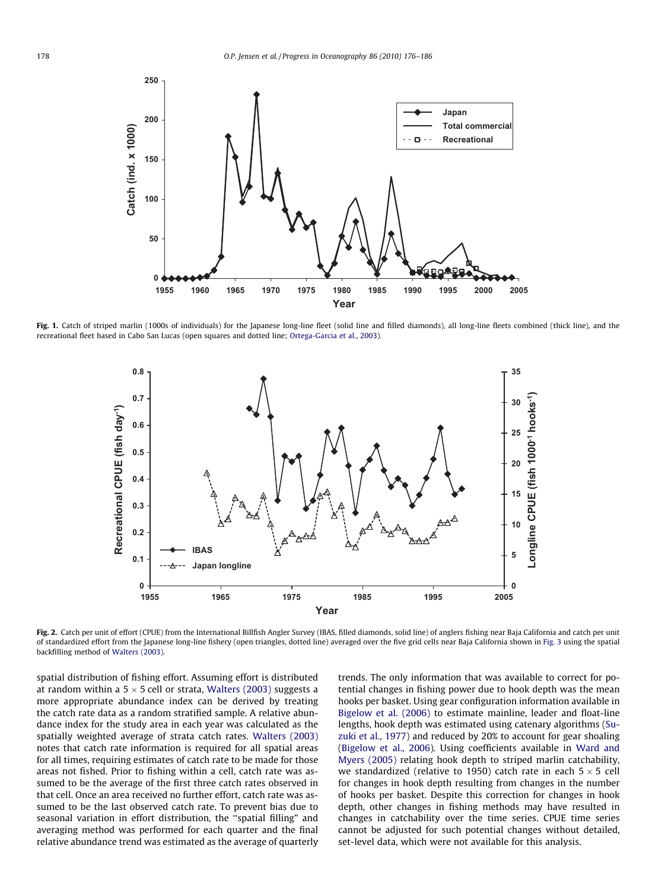Fig. 1. Catch of striped marlin (1000s of individuals) for the Japanese long-line fleet (solid line and filled diamonds), all long-line fleets combined (thick line), and the recreational fleet based in Cabo San Lucas (open squares and dotted line; Ortega-Garcia et al., 2003).

Fig. 2. Catch per unit of effort (CPUE) from the International Billfish Angler Survey (IBAS, filled diamonds, solid line) of anglers fishing near Baja California and catch per unit of standardized effort from the Japanese long-line fishery (open triangles, dotted line) averaged over the five grid cells near Baja California shown in Fig. 3 using the spatial backfilling method of Walters (2003).

spatial distribution of fishing effort. Assuming effort is distributed at random within a $5 \times 5$ cell or strata, Walters (2003) suggests a more appropriate abundance index can be derived by treating the catch rate data as a random stratified sample. A relative abundance index for the study area in each year was calculated as the spatially weighted average of strata catch rates. Walters (2003) notes that catch rate information is required for all spatial areas for all times, requiring estimates of catch rate to be made for those areas not fished. Prior to fishing within a cell, catch rate was assumed to be the average of the first three catch rates observed in that cell. Once an area received no further effort, catch rate was assumed to be the last observed catch rate. To prevent bias due to seasonal variation in effort distribution, the "spatial filling" and averaging method was performed for each quarter and the final relative abundance trend was estimated as the average of quarterly trends. The only information that was available to correct for potential changes in fishing power due to hook depth was the mean hooks per basket. Using gear configuration information available in Bigelow et al. (2006) to estimate mainline, leader and float-line lengths, hook depth was estimated using catenary algorithms (Suzuki et al., 1977) and reduced by 20% to account for gear shoaling (Bigelow et al., 2006). Using coefficients available in Ward and Myers (2005) relating hook depth to striped marlin catchability, we standardized (relative to 1950) catch rate in each $5 \times 5$ cell for changes in hook depth resulting from changes in the number of hooks per basket. Despite this correction for changes in hook depth, other changes in fishing methods may have resulted in changes in catchability over the time series. CPUE time series cannot be adjusted for such potential changes without detailed, set-level data, which were not available for this analysis.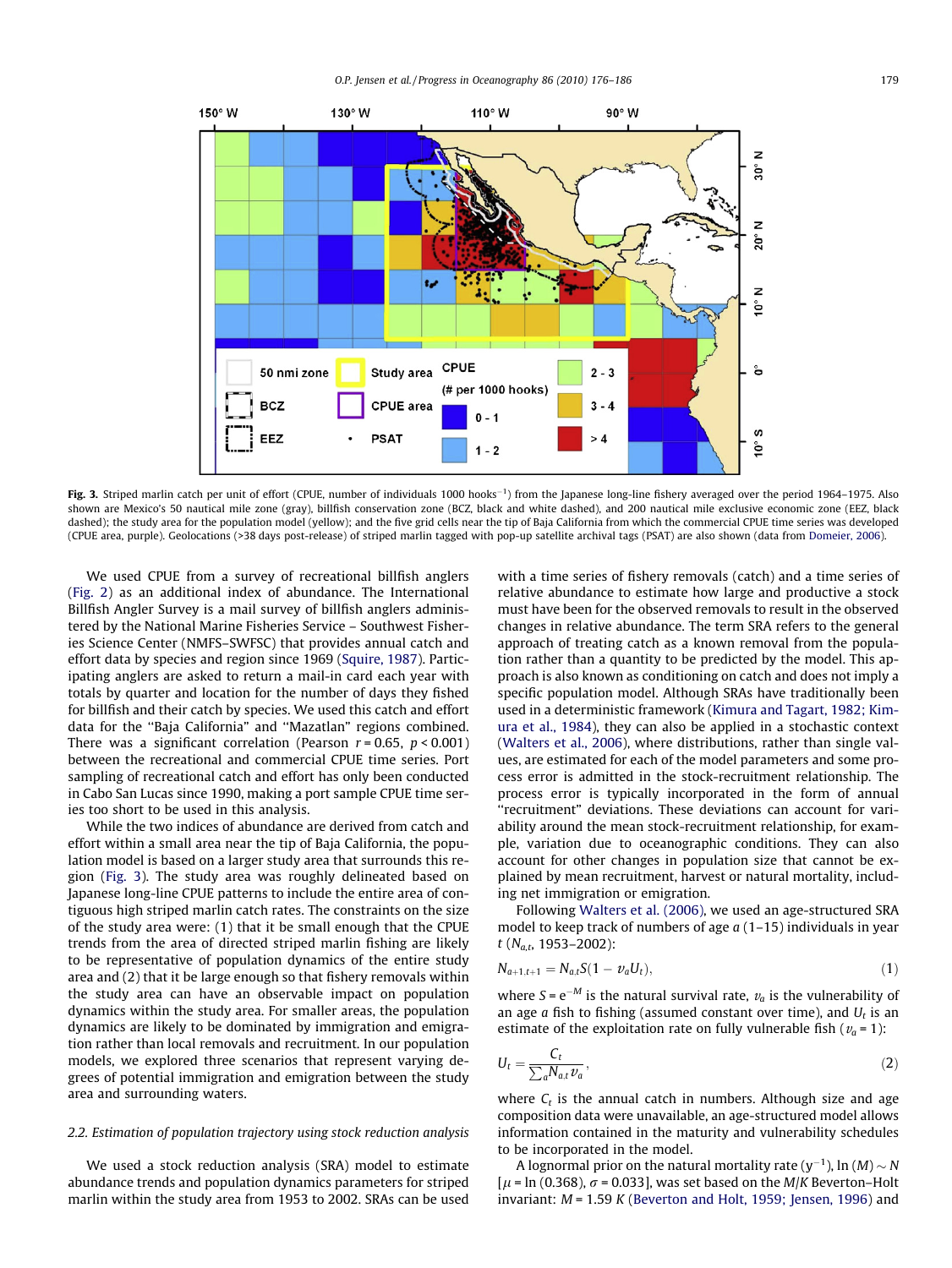**Fig. 3.** Striped marlin catch per unit of effort (CPUE, number of individuals 1000 hooks$^{-1}$) from the Japanese long-line fishery averaged over the period 1964–1975. Also shown are Mexico's 50 nautical mile zone (gray), billfish conservation zone (BCZ, black and white dashed), and 200 nautical mile exclusive economic zone (EEZ, black dashed); the study area for the population model (yellow); and the five grid cells near the tip of Baja California from which the commercial CPUE time series was developed (CPUE area, purple). Geolocations (>38 days post-release) of striped marlin tagged with pop-up satellite archival tags (PSAT) are also shown (data from Domeier, 2006).

We used CPUE from a survey of recreational billfish anglers (Fig. 2) as an additional index of abundance. The International Billfish Angler Survey is a mail survey of billfish anglers administered by the National Marine Fisheries Service – Southwest Fisheries Science Center (NMFS–SWFSC) that provides annual catch and effort data by species and region since 1969 (Squire, 1987). Participating anglers are asked to return a mail-in card each year with totals by quarter and location for the number of days they fished for billfish and their catch by species. We used this catch and effort data for the "Baja California" and "Mazatlan" regions combined. There was a significant correlation (Pearson $r = 0.65$, $p < 0.001$) between the recreational and commercial CPUE time series. Port sampling of recreational catch and effort has only been conducted in Cabo San Lucas since 1990, making a port sample CPUE time series too short to be used in this analysis.

While the two indices of abundance are derived from catch and effort within a small area near the tip of Baja California, the population model is based on a larger study area that surrounds this region (Fig. 3). The study area was roughly delineated based on Japanese long-line CPUE patterns to include the entire area of contiguous high striped marlin catch rates. The constraints on the size of the study area were: (1) that it be small enough that the CPUE trends from the area of directed striped marlin fishing are likely to be representative of population dynamics of the entire study area and (2) that it be large enough so that fishery removals within the study area can have an observable impact on population dynamics within the study area. For smaller areas, the population dynamics are likely to be dominated by immigration and emigration rather than local removals and recruitment. In our population models, we explored three scenarios that represent varying degrees of potential immigration and emigration between the study area and surrounding waters.

### 2.2. Estimation of population trajectory using stock reduction analysis

We used a stock reduction analysis (SRA) model to estimate abundance trends and population dynamics parameters for striped marlin within the study area from 1953 to 2002. SRAs can be used with a time series of fishery removals (catch) and a time series of relative abundance to estimate how large and productive a stock must have been for the observed removals to result in the observed changes in relative abundance. The term SRA refers to the general approach of treating catch as a known removal from the population rather than a quantity to be predicted by the model. This approach is also known as conditioning on catch and does not imply a specific population model. Although SRAs have traditionally been used in a deterministic framework (Kimura and Tagart, 1982; Kimura et al., 1984), they can also be applied in a stochastic context (Walters et al., 2006), where distributions, rather than single values, are estimated for each of the model parameters and some process error is admitted in the stock-recruitment relationship. The process error is typically incorporated in the form of annual "recruitment" deviations. These deviations can account for variability around the mean stock-recruitment relationship, for example, variation due to oceanographic conditions. They can also account for other changes in population size that cannot be explained by mean recruitment, harvest or natural mortality, including net immigration or emigration.

Following Walters et al. (2006), we used an age-structured SRA model to keep track of numbers of age $a$ (1–15) individuals in year $t$ ($N_{a,t}$, 1953–2002):

$$N_{a+1,t+1} = N_{a,t}S(1 - v_a U_t), \tag{1}$$

where $S = e^{-M}$ is the natural survival rate, $v_a$ is the vulnerability of an age $a$ fish to fishing (assumed constant over time), and $U_t$ is an estimate of the exploitation rate on fully vulnerable fish ($v_a = 1$):

$$U_t = \frac{C_t}{\sum_a N_{a,t} v_a}, \tag{2}$$

where $C_t$ is the annual catch in numbers. Although size and age composition data were unavailable, an age-structured model allows information contained in the maturity and vulnerability schedules to be incorporated in the model.

A lognormal prior on the natural mortality rate (y$^{-1}$), $\ln(M) \sim N[\mu = \ln(0.368), \sigma = 0.033]$, was set based on the $M/K$ Beverton–Holt invariant: $M = 1.59\ K$ (Beverton and Holt, 1959; Jensen, 1996) and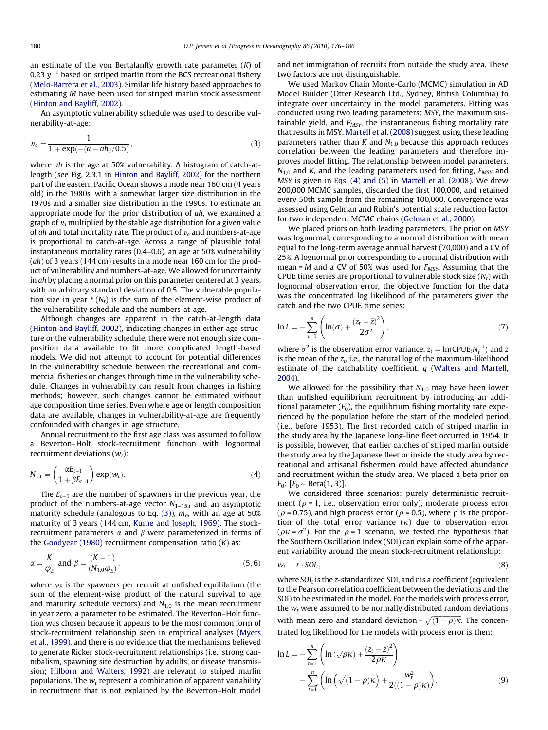an estimate of the von Bertalanffy growth rate parameter ($K$) of 0.23 $y^{-1}$ based on striped marlin from the BCS recreational fishery (Melo-Barrera et al., 2003). Similar life history based approaches to estimating $M$ have been used for striped marlin stock assessment (Hinton and Bayliff, 2002).

An asymptotic vulnerability schedule was used to describe vulnerability-at-age:

$$v_a = \frac{1}{1 + \exp(-(a - ah)/0.5)}, \tag{3}$$

where $ah$ is the age at 50% vulnerability. A histogram of catch-at-length (see Fig. 2.3.1 in Hinton and Bayliff, 2002) for the northern part of the eastern Pacific Ocean shows a mode near 160 cm (4 years old) in the 1980s, with a somewhat larger size distribution in the 1970s and a smaller size distribution in the 1990s. To estimate an appropriate mode for the prior distribution of $ah$, we examined a graph of $v_a$ multiplied by the stable age distribution for a given value of $ah$ and total mortality rate. The product of $v_a$ and numbers-at-age is proportional to catch-at-age. Across a range of plausible total instantaneous mortality rates (0.4–0.6), an age at 50% vulnerability ($ah$) of 3 years (144 cm) results in a mode near 160 cm for the product of vulnerability and numbers-at-age. We allowed for uncertainty in $ah$ by placing a normal prior on this parameter centered at 3 years, with an arbitrary standard deviation of 0.5. The vulnerable population size in year $t$ ($N_t$) is the sum of the element-wise product of the vulnerability schedule and the numbers-at-age.

Although changes are apparent in the catch-at-length data (Hinton and Bayliff, 2002), indicating changes in either age structure or the vulnerability schedule, there were not enough size composition data available to fit more complicated length-based models. We did not attempt to account for potential differences in the vulnerability schedule between the recreational and commercial fisheries or changes through time in the vulnerability schedule. Changes in vulnerability can result from changes in fishing methods; however, such changes cannot be estimated without age composition time series. Even where age or length composition data are available, changes in vulnerability-at-age are frequently confounded with changes in age structure.

Annual recruitment to the first age class was assumed to follow a Beverton–Holt stock-recruitment function with lognormal recruitment deviations ($w_t$):

$$N_{1,t} = \left(\frac{\alpha E_{t-1}}{1 + \beta E_{t-1}}\right) \exp(w_t). \tag{4}$$

The $E_{t-1}$ are the number of spawners in the previous year, the product of the numbers-at-age vector $N_{1-15,t}$ and an asymptotic maturity schedule (analogous to Eq. (3)), $m_a$, with an age at 50% maturity of 3 years (144 cm, Kume and Joseph, 1969). The stock-recruitment parameters $\alpha$ and $\beta$ were parameterized in terms of the Goodyear (1980) recruitment compensation ratio ($K$) as:

$$\alpha = \frac{K}{\varphi_E} \text{ and } \beta = \frac{(K-1)}{(N_{1,0}\varphi_E)}, \tag{5, 6}$$

where $\varphi_E$ is the spawners per recruit at unfished equilibrium (the sum of the element-wise product of the natural survival to age and maturity schedule vectors) and $N_{1,0}$ is the mean recruitment in year zero, a parameter to be estimated. The Beverton–Holt function was chosen because it appears to be the most common form of stock-recruitment relationship seen in empirical analyses (Myers et al., 1999), and there is no evidence that the mechanisms believed to generate Ricker stock-recruitment relationships (i.e., strong cannibalism, spawning site destruction by adults, or disease transmission; Hilborn and Walters, 1992) are relevant to striped marlin populations. The $w_t$ represent a combination of apparent variability in recruitment that is not explained by the Beverton–Holt model and net immigration of recruits from outside the study area. These two factors are not distinguishable.

We used Markov Chain Monte-Carlo (MCMC) simulation in AD Model Builder (Otter Research Ltd., Sydney, British Columbia) to integrate over uncertainty in the model parameters. Fitting was conducted using two leading parameters: $MSY$, the maximum sustainable yield, and $F_{MSY}$, the instantaneous fishing mortality rate that results in MSY. Martell et al. (2008) suggest using these leading parameters rather than $K$ and $N_{1,0}$ because this approach reduces correlation between the leading parameters and therefore improves model fitting. The relationship between model parameters, $N_{1,0}$ and $K$, and the leading parameters used for fitting, $F_{MSY}$ and $MSY$ is given in Eqs. (4) and (5) in Martell et al. (2008). We drew 200,000 MCMC samples, discarded the first 100,000, and retained every 50th sample from the remaining 100,000. Convergence was assessed using Gelman and Rubin's potential scale reduction factor for two independent MCMC chains (Gelman et al., 2000).

We placed priors on both leading parameters. The prior on $MSY$ was lognormal, corresponding to a normal distribution with mean equal to the long-term average annual harvest (70,000) and a CV of 25%. A lognormal prior corresponding to a normal distribution with mean = $M$ and a CV of 50% was used for $F_{MSY}$. Assuming that the CPUE time series are proportional to vulnerable stock size ($N_t$) with lognormal observation error, the objective function for the data was the concentrated log likelihood of the parameters given the catch and the two CPUE time series:

$$\ln L = -\sum_{t=1}^{n}\left(\ln(\sigma) + \frac{(z_t - \bar{z})^2}{2\sigma^2}\right), \tag{7}$$

where $\sigma^2$ is the observation error variance, $z_t = \ln(\text{CPUE}_t N_t^{-1})$ and $\bar{z}$ is the mean of the $z_t$, i.e., the natural log of the maximum-likelihood estimate of the catchability coefficient, $q$ (Walters and Martell, 2004).

We allowed for the possibility that $N_{1,0}$ may have been lower than unfished equilibrium recruitment by introducing an additional parameter ($F_0$), the equilibrium fishing mortality rate experienced by the population before the start of the modeled period (i.e., before 1953). The first recorded catch of striped marlin in the study area by the Japanese long-line fleet occurred in 1954. It is possible, however, that earlier catches of striped marlin outside the study area by the Japanese fleet or inside the study area by recreational and artisanal fishermen could have affected abundance and recruitment within the study area. We placed a beta prior on $F_0$: [$F_0 \sim \text{Beta}(1, 3)$].

We considered three scenarios: purely deterministic recruitment ($\rho = 1$, i.e., observation error only), moderate process error ($\rho = 0.75$), and high process error ($\rho = 0.5$), where $\rho$ is the proportion of the total error variance ($\kappa$) due to observation error ($\rho\kappa = \sigma^2$). For the $\rho = 1$ scenario, we tested the hypothesis that the Southern Oscillation Index (SOI) can explain some of the apparent variability around the mean stock-recruitment relationship:

$$w_t = r \cdot SOI_t, \tag{8}$$

where $SOI_t$ is the z-standardized SOI, and $r$ is a coefficient (equivalent to the Pearson correlation coefficient between the deviations and the SOI) to be estimated in the model. For the models with process error, the $w_t$ were assumed to be normally distributed random deviations with mean zero and standard deviation = $\sqrt{(1-\rho)}\kappa$. The concentrated log likelihood for the models with process error is then:

$$\ln L = -\sum_{t=1}^{n}\left(\ln(\sqrt{\rho\kappa}) + \frac{(z_t - \bar{z})^2}{2\rho\kappa}\right) - \sum_{t=1}^{n}\left(\ln\left(\sqrt{(1-\rho)\kappa}\right) + \frac{w_t^2}{2((1-\rho)\kappa)}\right). \tag{9}$$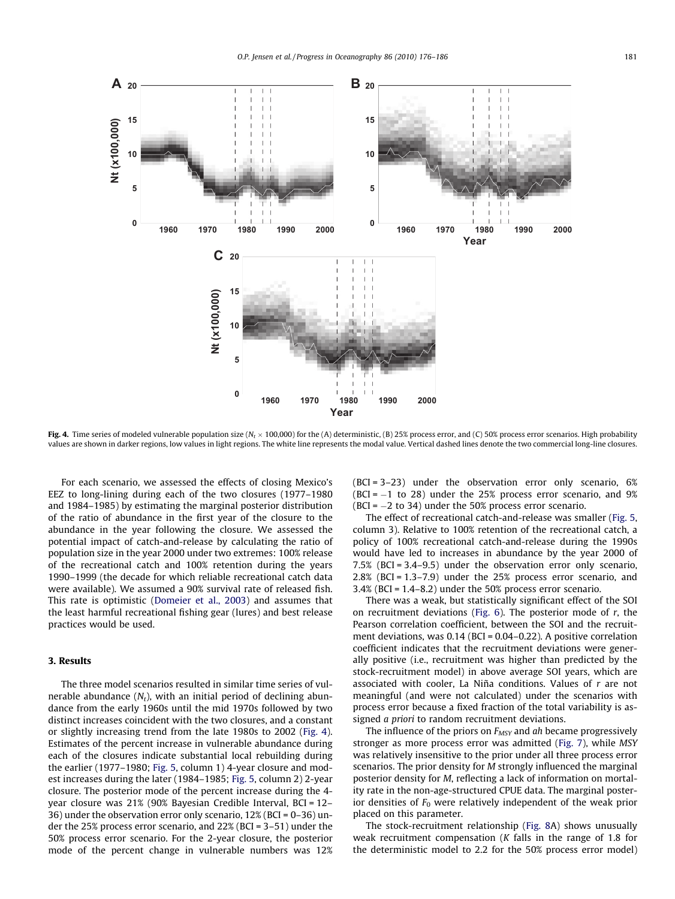Fig. 4. Time series of modeled vulnerable population size ($N_t \times 100{,}000$) for the (A) deterministic, (B) 25% process error, and (C) 50% process error scenarios. High probability values are shown in darker regions, low values in light regions. The white line represents the modal value. Vertical dashed lines denote the two commercial long-line closures.

For each scenario, we assessed the effects of closing Mexico's EEZ to long-lining during each of the two closures (1977–1980 and 1984–1985) by estimating the marginal posterior distribution of the ratio of abundance in the first year of the closure to the abundance in the year following the closure. We assessed the potential impact of catch-and-release by calculating the ratio of population size in the year 2000 under two extremes: 100% release of the recreational catch and 100% retention during the years 1990–1999 (the decade for which reliable recreational catch data were available). We assumed a 90% survival rate of released fish. This rate is optimistic (Domeier et al., 2003) and assumes that the least harmful recreational fishing gear (lures) and best release practices would be used.

## 3. Results

The three model scenarios resulted in similar time series of vulnerable abundance ($N_t$), with an initial period of declining abundance from the early 1960s until the mid 1970s followed by two distinct increases coincident with the two closures, and a constant or slightly increasing trend from the late 1980s to 2002 (Fig. 4). Estimates of the percent increase in vulnerable abundance during each of the closures indicate substantial local rebuilding during the earlier (1977–1980; Fig. 5, column 1) 4-year closure and modest increases during the later (1984–1985; Fig. 5, column 2) 2-year closure. The posterior mode of the percent increase during the 4-year closure was 21% (90% Bayesian Credible Interval, BCI = 12–36) under the observation error only scenario, 12% (BCI = 0–36) under the 25% process error scenario, and 22% (BCI = 3–51) under the 50% process error scenario. For the 2-year closure, the posterior mode of the percent change in vulnerable numbers was 12% (BCI = 3–23) under the observation error only scenario, 6% (BCI = −1 to 28) under the 25% process error scenario, and 9% (BCI = −2 to 34) under the 50% process error scenario.

The effect of recreational catch-and-release was smaller (Fig. 5, column 3). Relative to 100% retention of the recreational catch, a policy of 100% recreational catch-and-release during the 1990s would have led to increases in abundance by the year 2000 of 7.5% (BCI = 3.4–9.5) under the observation error only scenario, 2.8% (BCI = 1.3–7.9) under the 25% process error scenario, and 3.4% (BCI = 1.4–8.2) under the 50% process error scenario.

There was a weak, but statistically significant effect of the SOI on recruitment deviations (Fig. 6). The posterior mode of $r$, the Pearson correlation coefficient, between the SOI and the recruitment deviations, was 0.14 (BCI = 0.04–0.22). A positive correlation coefficient indicates that the recruitment deviations were generally positive (i.e., recruitment was higher than predicted by the stock-recruitment model) in above average SOI years, which are associated with cooler, La Niña conditions. Values of $r$ are not meaningful (and were not calculated) under the scenarios with process error because a fixed fraction of the total variability is assigned *a priori* to random recruitment deviations.

The influence of the priors on $F_{MSY}$ and $ah$ became progressively stronger as more process error was admitted (Fig. 7), while $MSY$ was relatively insensitive to the prior under all three process error scenarios. The prior density for $M$ strongly influenced the marginal posterior density for $M$, reflecting a lack of information on mortality rate in the non-age-structured CPUE data. The marginal posterior densities of $F_0$ were relatively independent of the weak prior placed on this parameter.

The stock-recruitment relationship (Fig. 8A) shows unusually weak recruitment compensation ($K$ falls in the range of 1.8 for the deterministic model to 2.2 for the 50% process error model)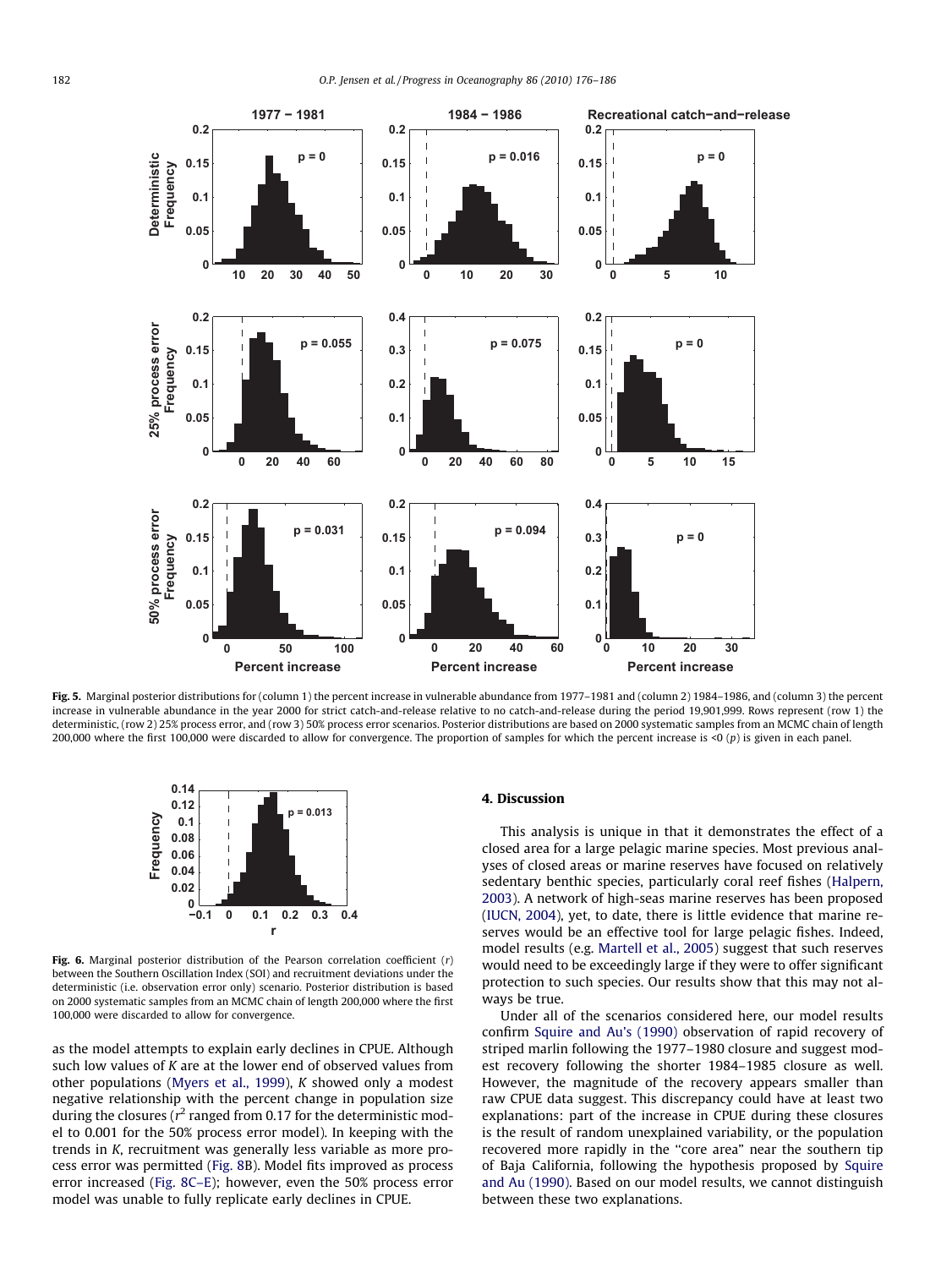**Fig. 5.** Marginal posterior distributions for (column 1) the percent increase in vulnerable abundance from 1977–1981 and (column 2) 1984–1986, and (column 3) the percent increase in vulnerable abundance in the year 2000 for strict catch-and-release relative to no catch-and-release during the period 19,901,999. Rows represent (row 1) the deterministic, (row 2) 25% process error, and (row 3) 50% process error scenarios. Posterior distributions are based on 2000 systematic samples from an MCMC chain of length 200,000 where the first 100,000 were discarded to allow for convergence. The proportion of samples for which the percent increase is <0 ($p$) is given in each panel.

**Fig. 6.** Marginal posterior distribution of the Pearson correlation coefficient ($r$) between the Southern Oscillation Index (SOI) and recruitment deviations under the deterministic (i.e. observation error only) scenario. Posterior distribution is based on 2000 systematic samples from an MCMC chain of length 200,000 where the first 100,000 were discarded to allow for convergence.

as the model attempts to explain early declines in CPUE. Although such low values of $K$ are at the lower end of observed values from other populations (Myers et al., 1999), $K$ showed only a modest negative relationship with the percent change in population size during the closures ($r^2$ ranged from 0.17 for the deterministic model to 0.001 for the 50% process error model). In keeping with the trends in $K$, recruitment was generally less variable as more process error was permitted (Fig. 8B). Model fits improved as process error increased (Fig. 8C–E); however, even the 50% process error model was unable to fully replicate early declines in CPUE.

## 4. Discussion

This analysis is unique in that it demonstrates the effect of a closed area for a large pelagic marine species. Most previous analyses of closed areas or marine reserves have focused on relatively sedentary benthic species, particularly coral reef fishes (Halpern, 2003). A network of high-seas marine reserves has been proposed (IUCN, 2004), yet, to date, there is little evidence that marine reserves would be an effective tool for large pelagic fishes. Indeed, model results (e.g. Martell et al., 2005) suggest that such reserves would need to be exceedingly large if they were to offer significant protection to such species. Our results show that this may not always be true.

Under all of the scenarios considered here, our model results confirm Squire and Au's (1990) observation of rapid recovery of striped marlin following the 1977–1980 closure and suggest modest recovery following the shorter 1984–1985 closure as well. However, the magnitude of the recovery appears smaller than raw CPUE data suggest. This discrepancy could have at least two explanations: part of the increase in CPUE during these closures is the result of random unexplained variability, or the population recovered more rapidly in the "core area" near the southern tip of Baja California, following the hypothesis proposed by Squire and Au (1990). Based on our model results, we cannot distinguish between these two explanations.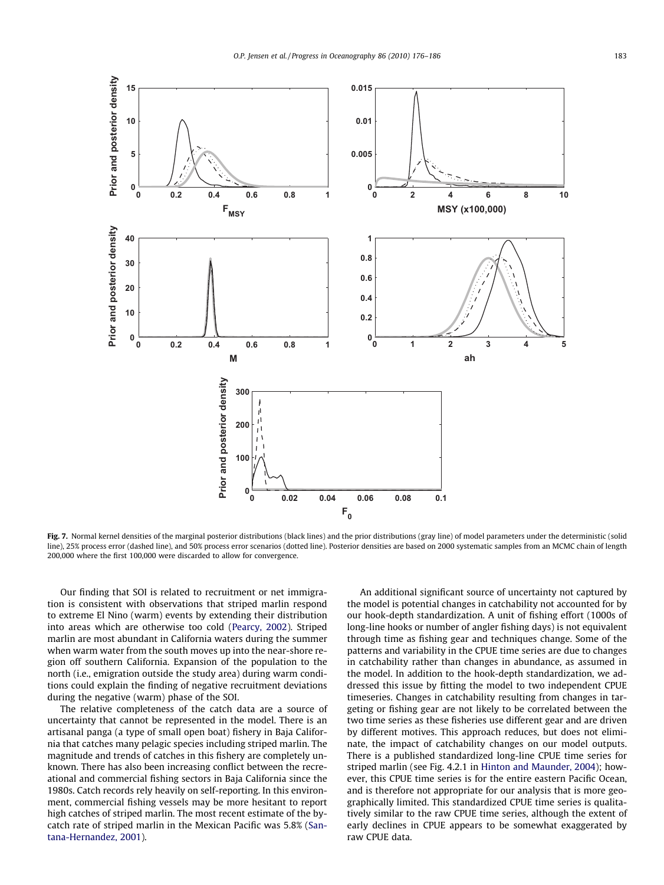**Fig. 7.** Normal kernel densities of the marginal posterior distributions (black lines) and the prior distributions (gray line) of model parameters under the deterministic (solid line), 25% process error (dashed line), and 50% process error scenarios (dotted line). Posterior densities are based on 2000 systematic samples from an MCMC chain of length 200,000 where the first 100,000 were discarded to allow for convergence.

Our finding that SOI is related to recruitment or net immigration is consistent with observations that striped marlin respond to extreme El Nino (warm) events by extending their distribution into areas which are otherwise too cold (Pearcy, 2002). Striped marlin are most abundant in California waters during the summer when warm water from the south moves up into the near-shore region off southern California. Expansion of the population to the north (i.e., emigration outside the study area) during warm conditions could explain the finding of negative recruitment deviations during the negative (warm) phase of the SOI.

The relative completeness of the catch data are a source of uncertainty that cannot be represented in the model. There is an artisanal panga (a type of small open boat) fishery in Baja California that catches many pelagic species including striped marlin. The magnitude and trends of catches in this fishery are completely unknown. There has also been increasing conflict between the recreational and commercial fishing sectors in Baja California since the 1980s. Catch records rely heavily on self-reporting. In this environment, commercial fishing vessels may be more hesitant to report high catches of striped marlin. The most recent estimate of the bycatch rate of striped marlin in the Mexican Pacific was 5.8% (Santana-Hernandez, 2001).

An additional significant source of uncertainty not captured by the model is potential changes in catchability not accounted for by our hook-depth standardization. A unit of fishing effort (1000s of long-line hooks or number of angler fishing days) is not equivalent through time as fishing gear and techniques change. Some of the patterns and variability in the CPUE time series are due to changes in catchability rather than changes in abundance, as assumed in the model. In addition to the hook-depth standardization, we addressed this issue by fitting the model to two independent CPUE timeseries. Changes in catchability resulting from changes in targeting or fishing gear are not likely to be correlated between the two time series as these fisheries use different gear and are driven by different motives. This approach reduces, but does not eliminate, the impact of catchability changes on our model outputs. There is a published standardized long-line CPUE time series for striped marlin (see Fig. 4.2.1 in Hinton and Maunder, 2004); however, this CPUE time series is for the entire eastern Pacific Ocean, and is therefore not appropriate for our analysis that is more geographically limited. This standardized CPUE time series is qualitatively similar to the raw CPUE time series, although the extent of early declines in CPUE appears to be somewhat exaggerated by raw CPUE data.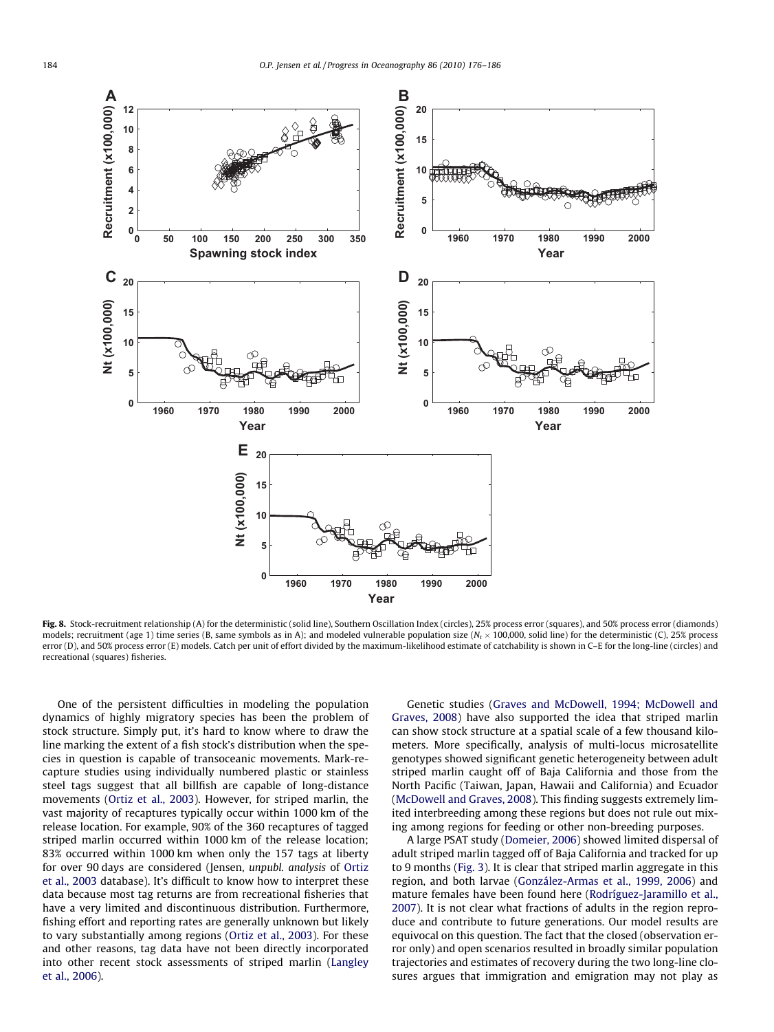**Fig. 8.** Stock-recruitment relationship (A) for the deterministic (solid line), Southern Oscillation Index (circles), 25% process error (squares), and 50% process error (diamonds) models; recruitment (age 1) time series (B, same symbols as in A); and modeled vulnerable population size ($N_t \times 100,000$, solid line) for the deterministic (C), 25% process error (D), and 50% process error (E) models. Catch per unit of effort divided by the maximum-likelihood estimate of catchability is shown in C–E for the long-line (circles) and recreational (squares) fisheries.

One of the persistent difficulties in modeling the population dynamics of highly migratory species has been the problem of stock structure. Simply put, it's hard to know where to draw the line marking the extent of a fish stock's distribution when the species in question is capable of transoceanic movements. Mark-recapture studies using individually numbered plastic or stainless steel tags suggest that all billfish are capable of long-distance movements (Ortiz et al., 2003). However, for striped marlin, the vast majority of recaptures typically occur within 1000 km of the release location. For example, 90% of the 360 recaptures of tagged striped marlin occurred within 1000 km of the release location; 83% occurred within 1000 km when only the 157 tags at liberty for over 90 days are considered (Jensen, *unpubl. analysis* of Ortiz et al., 2003 database). It's difficult to know how to interpret these data because most tag returns are from recreational fisheries that have a very limited and discontinuous distribution. Furthermore, fishing effort and reporting rates are generally unknown but likely to vary substantially among regions (Ortiz et al., 2003). For these and other reasons, tag data have not been directly incorporated into other recent stock assessments of striped marlin (Langley et al., 2006).

Genetic studies (Graves and McDowell, 1994; McDowell and Graves, 2008) have also supported the idea that striped marlin can show stock structure at a spatial scale of a few thousand kilometers. More specifically, analysis of multi-locus microsatellite genotypes showed significant genetic heterogeneity between adult striped marlin caught off of Baja California and those from the North Pacific (Taiwan, Japan, Hawaii and California) and Ecuador (McDowell and Graves, 2008). This finding suggests extremely limited interbreeding among these regions but does not rule out mixing among regions for feeding or other non-breeding purposes.

A large PSAT study (Domeier, 2006) showed limited dispersal of adult striped marlin tagged off of Baja California and tracked for up to 9 months (Fig. 3). It is clear that striped marlin aggregate in this region, and both larvae (González-Armas et al., 1999, 2006) and mature females have been found here (Rodríguez-Jaramillo et al., 2007). It is not clear what fractions of adults in the region reproduce and contribute to future generations. Our model results are equivocal on this question. The fact that the closed (observation error only) and open scenarios resulted in broadly similar population trajectories and estimates of recovery during the two long-line closures argues that immigration and emigration may not play as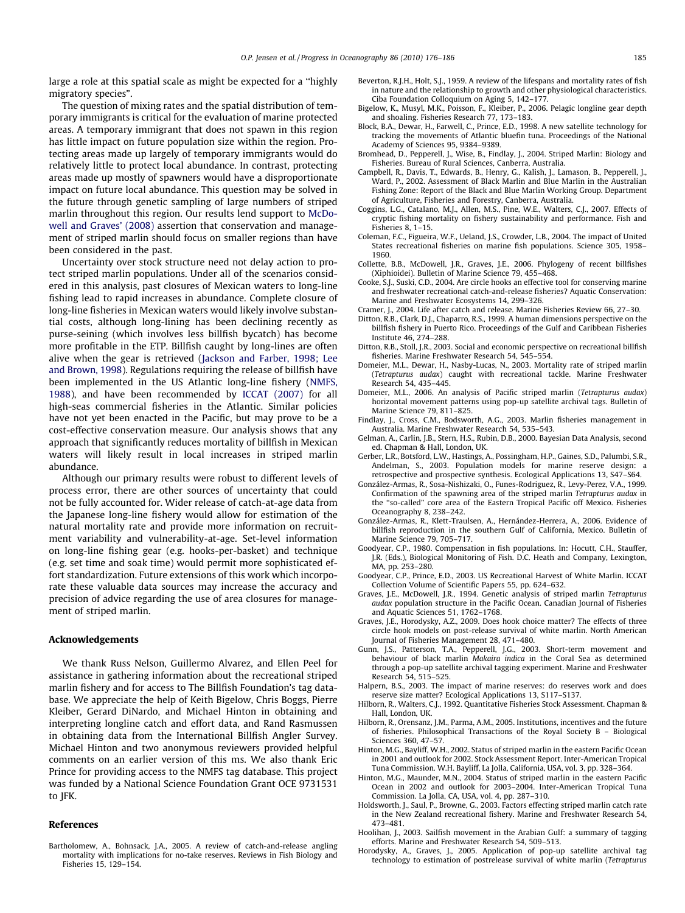large a role at this spatial scale as might be expected for a "highly migratory species".

The question of mixing rates and the spatial distribution of temporary immigrants is critical for the evaluation of marine protected areas. A temporary immigrant that does not spawn in this region has little impact on future population size within the region. Protecting areas made up largely of temporary immigrants would do relatively little to protect local abundance. In contrast, protecting areas made up mostly of spawners would have a disproportionate impact on future local abundance. This question may be solved in the future through genetic sampling of large numbers of striped marlin throughout this region. Our results lend support to McDowell and Graves' (2008) assertion that conservation and management of striped marlin should focus on smaller regions than have been considered in the past.

Uncertainty over stock structure need not delay action to protect striped marlin populations. Under all of the scenarios considered in this analysis, past closures of Mexican waters to long-line fishing lead to rapid increases in abundance. Complete closure of long-line fisheries in Mexican waters would likely involve substantial costs, although long-lining has been declining recently as purse-seining (which involves less billfish bycatch) has become more profitable in the ETP. Billfish caught by long-lines are often alive when the gear is retrieved (Jackson and Farber, 1998; Lee and Brown, 1998). Regulations requiring the release of billfish have been implemented in the US Atlantic long-line fishery (NMFS, 1988), and have been recommended by ICCAT (2007) for all high-seas commercial fisheries in the Atlantic. Similar policies have not yet been enacted in the Pacific, but may prove to be a cost-effective conservation measure. Our analysis shows that any approach that significantly reduces mortality of billfish in Mexican waters will likely result in local increases in striped marlin abundance.

Although our primary results were robust to different levels of process error, there are other sources of uncertainty that could not be fully accounted for. Wider release of catch-at-age data from the Japanese long-line fishery would allow for estimation of the natural mortality rate and provide more information on recruitment variability and vulnerability-at-age. Set-level information on long-line fishing gear (e.g. hooks-per-basket) and technique (e.g. set time and soak time) would permit more sophisticated effort standardization. Future extensions of this work which incorporate these valuable data sources may increase the accuracy and precision of advice regarding the use of area closures for management of striped marlin.

## Acknowledgements

We thank Russ Nelson, Guillermo Alvarez, and Ellen Peel for assistance in gathering information about the recreational striped marlin fishery and for access to The Billfish Foundation's tag database. We appreciate the help of Keith Bigelow, Chris Boggs, Pierre Kleiber, Gerard DiNardo, and Michael Hinton in obtaining and interpreting longline catch and effort data, and Rand Rasmussen in obtaining data from the International Billfish Angler Survey. Michael Hinton and two anonymous reviewers provided helpful comments on an earlier version of this ms. We also thank Eric Prince for providing access to the NMFS tag database. This project was funded by a National Science Foundation Grant OCE 9731531 to JFK.

## References

Bartholomew, A., Bohnsack, J.A., 2005. A review of catch-and-release angling mortality with implications for no-take reserves. Reviews in Fish Biology and Fisheries 15, 129–154.

Beverton, R.J.H., Holt, S.J., 1959. A review of the lifespans and mortality rates of fish in nature and the relationship to growth and other physiological characteristics. Ciba Foundation Colloquium on Aging 5, 142–177.

Bigelow, K., Musyl, M.K., Poisson, F., Kleiber, P., 2006. Pelagic longline gear depth and shoaling. Fisheries Research 77, 173–183.

Block, B.A., Dewar, H., Farwell, C., Prince, E.D., 1998. A new satellite technology for tracking the movements of Atlantic bluefin tuna. Proceedings of the National Academy of Sciences 95, 9384–9389.

Bromhead, D., Pepperell, J., Wise, B., Findlay, J., 2004. Striped Marlin: Biology and Fisheries. Bureau of Rural Sciences, Canberra, Australia.

Campbell, R., Davis, T., Edwards, B., Henry, G., Kalish, J., Lamason, B., Pepperell, J., Ward, P., 2002. Assessment of Black Marlin and Blue Marlin in the Australian Fishing Zone: Report of the Black and Blue Marlin Working Group. Department of Agriculture, Fisheries and Forestry, Canberra, Australia.

Coggins, L.G., Catalano, M.J., Allen, M.S., Pine, W.E., Walters, C.J., 2007. Effects of cryptic fishing mortality on fishery sustainability and performance. Fish and Fisheries 8, 1–15.

Coleman, F.C., Figueira, W.F., Ueland, J.S., Crowder, L.B., 2004. The impact of United States recreational fisheries on marine fish populations. Science 305, 1958–1960.

Collette, B.B., McDowell, J.R., Graves, J.E., 2006. Phylogeny of recent billfishes (Xiphioidei). Bulletin of Marine Science 79, 455–468.

Cooke, S.J., Suski, C.D., 2004. Are circle hooks an effective tool for conserving marine and freshwater recreational catch-and-release fisheries? Aquatic Conservation: Marine and Freshwater Ecosystems 14, 299–326.

Cramer, J., 2004. Life after catch and release. Marine Fisheries Review 66, 27–30.

Ditton, R.B., Clark, D.J., Chaparro, R.S., 1999. A human dimensions perspective on the billfish fishery in Puerto Rico. Proceedings of the Gulf and Caribbean Fisheries Institute 46, 274–288.

Ditton, R.B., Stoll, J.R., 2003. Social and economic perspective on recreational billfish fisheries. Marine Freshwater Research 54, 545–554.

Domeier, M.L., Dewar, H., Nasby-Lucas, N., 2003. Mortality rate of striped marlin (*Tetrapturus audax*) caught with recreational tackle. Marine Freshwater Research 54, 435–445.

Domeier, M.L., 2006. An analysis of Pacific striped marlin (*Tetrapturus audax*) horizontal movement patterns using pop-up satellite archival tags. Bulletin of Marine Science 79, 811–825.

Findlay, J., Cross, C.M., Bodsworth, A.G., 2003. Marlin fisheries management in Australia. Marine Freshwater Research 54, 535–543.

Gelman, A., Carlin, J.B., Stern, H.S., Rubin, D.B., 2000. Bayesian Data Analysis, second ed. Chapman & Hall, London, UK.

Gerber, L.R., Botsford, L.W., Hastings, A., Possingham, H.P., Gaines, S.D., Palumbi, S.R., Andelman, S., 2003. Population models for marine reserve design: a retrospective and prospective synthesis. Ecological Applications 13, S47–S64.

González-Armas, R., Sosa-Nishizaki, O., Funes-Rodriguez, R., Levy-Perez, V.A., 1999. Confirmation of the spawning area of the striped marlin *Tetrapturus audax* in the "so-called" core area of the Eastern Tropical Pacific off Mexico. Fisheries Oceanography 8, 238–242.

González-Armas, R., Klett-Traulsen, A., Hernández-Herrera, A., 2006. Evidence of billfish reproduction in the southern Gulf of California, Mexico. Bulletin of Marine Science 79, 705–717.

Goodyear, C.P., 1980. Compensation in fish populations. In: Hocutt, C.H., Stauffer, J.R. (Eds.), Biological Monitoring of Fish. D.C. Heath and Company, Lexington, MA, pp. 253–280.

Goodyear, C.P., Prince, E.D., 2003. US Recreational Harvest of White Marlin. ICCAT Collection Volume of Scientific Papers 55, pp. 624–632.

Graves, J.E., McDowell, J.R., 1994. Genetic analysis of striped marlin *Tetrapturus audax* population structure in the Pacific Ocean. Canadian Journal of Fisheries and Aquatic Sciences 51, 1762–1768.

Graves, J.E., Horodysky, A.Z., 2009. Does hook choice matter? The effects of three circle hook models on post-release survival of white marlin. North American Journal of Fisheries Management 28, 471–480.

Gunn, J.S., Patterson, T.A., Pepperell, J.G., 2003. Short-term movement and behaviour of black marlin *Makaira indica* in the Coral Sea as determined through a pop-up satellite archival tagging experiment. Marine and Freshwater Research 54, 515–525.

Halpern, B.S., 2003. The impact of marine reserves: do reserves work and does reserve size matter? Ecological Applications 13, S117–S137.

Hilborn, R., Walters, C.J., 1992. Quantitative Fisheries Stock Assessment. Chapman & Hall, London, UK.

Hilborn, R., Orensanz, J.M., Parma, A.M., 2005. Institutions, incentives and the future of fisheries. Philosophical Transactions of the Royal Society B – Biological Sciences 360, 47–57.

Hinton, M.G., Bayliff, W.H., 2002. Status of striped marlin in the eastern Pacific Ocean in 2001 and outlook for 2002. Stock Assessment Report. Inter-American Tropical Tuna Commission. W.H. Bayliff, La Jolla, California, USA, vol. 3, pp. 328–364.

Hinton, M.G., Maunder, M.N., 2004. Status of striped marlin in the eastern Pacific Ocean in 2002 and outlook for 2003–2004. Inter-American Tropical Tuna Commission. La Jolla, CA, USA, vol. 4, pp. 287–310.

Holdsworth, J., Saul, P., Browne, G., 2003. Factors effecting striped marlin catch rate in the New Zealand recreational fishery. Marine and Freshwater Research 54, 473–481.

Hoolihan, J., 2003. Sailfish movement in the Arabian Gulf: a summary of tagging efforts. Marine and Freshwater Research 54, 509–513.

Horodysky, A., Graves, J., 2005. Application of pop-up satellite archival tag technology to estimation of postrelease survival of white marlin (*Tetrapturus*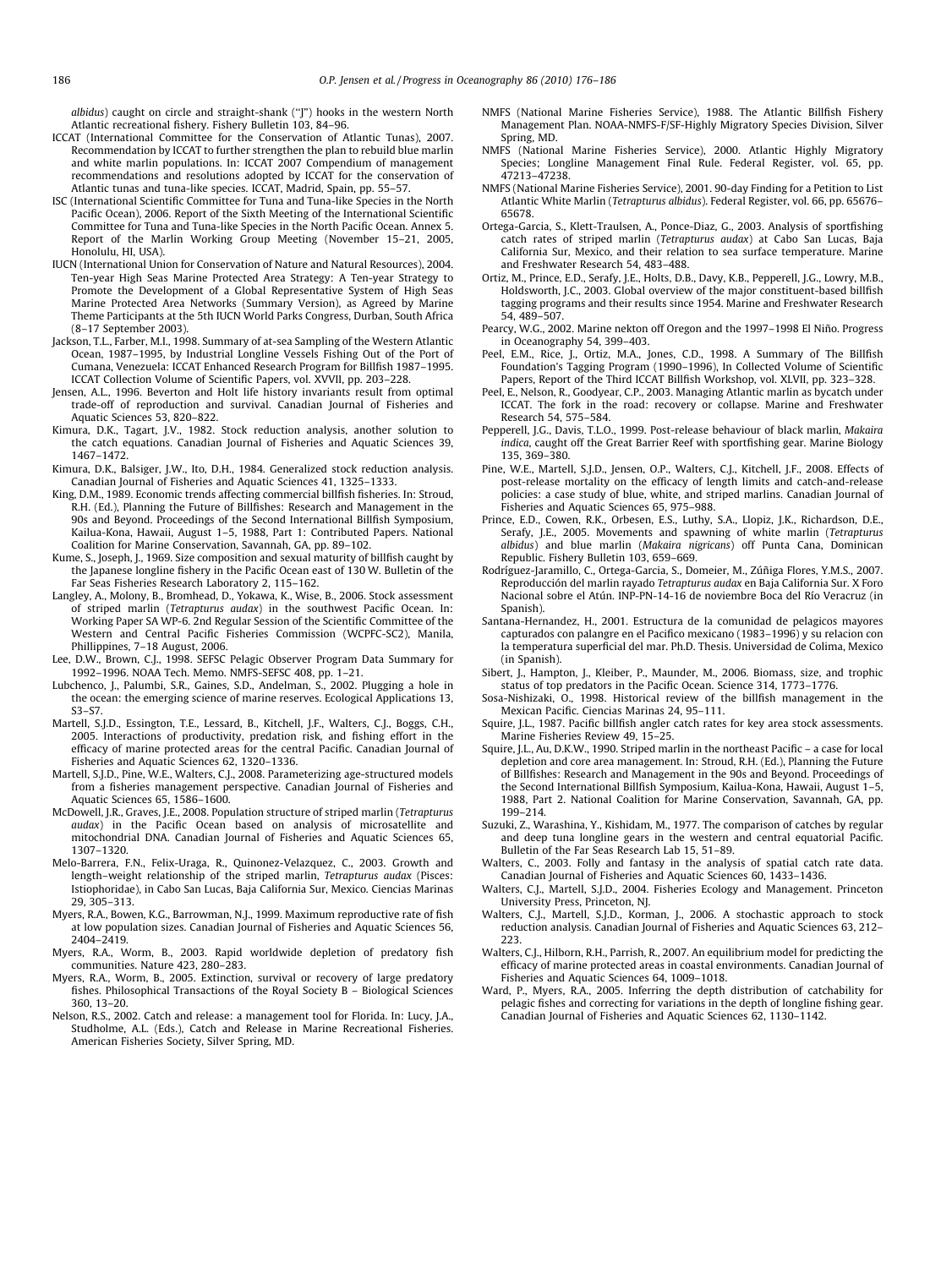*albidus*) caught on circle and straight-shank ("J") hooks in the western North Atlantic recreational fishery. Fishery Bulletin 103, 84–96.

ICCAT (International Committee for the Conservation of Atlantic Tunas), 2007. Recommendation by ICCAT to further strengthen the plan to rebuild blue marlin and white marlin populations. In: ICCAT 2007 Compendium of management recommendations and resolutions adopted by ICCAT for the conservation of Atlantic tunas and tuna-like species. ICCAT, Madrid, Spain, pp. 55–57.

ISC (International Scientific Committee for Tuna and Tuna-like Species in the North Pacific Ocean), 2006. Report of the Sixth Meeting of the International Scientific Committee for Tuna and Tuna-like Species in the North Pacific Ocean. Annex 5. Report of the Marlin Working Group Meeting (November 15–21, 2005, Honolulu, HI, USA).

IUCN (International Union for Conservation of Nature and Natural Resources), 2004. Ten-year High Seas Marine Protected Area Strategy: A Ten-year Strategy to Promote the Development of a Global Representative System of High Seas Marine Protected Area Networks (Summary Version), as Agreed by Marine Theme Participants at the 5th IUCN World Parks Congress, Durban, South Africa (8–17 September 2003).

Jackson, T.L., Farber, M.I., 1998. Summary of at-sea Sampling of the Western Atlantic Ocean, 1987–1995, by Industrial Longline Vessels Fishing Out of the Port of Cumana, Venezuela: ICCAT Enhanced Research Program for Billfish 1987–1995. ICCAT Collection Volume of Scientific Papers, vol. XVVII, pp. 203–228.

Jensen, A.L., 1996. Beverton and Holt life history invariants result from optimal trade-off of reproduction and survival. Canadian Journal of Fisheries and Aquatic Sciences 53, 820–822.

Kimura, D.K., Tagart, J.V., 1982. Stock reduction analysis, another solution to the catch equations. Canadian Journal of Fisheries and Aquatic Sciences 39, 1467–1472.

Kimura, D.K., Balsiger, J.W., Ito, D.H., 1984. Generalized stock reduction analysis. Canadian Journal of Fisheries and Aquatic Sciences 41, 1325–1333.

King, D.M., 1989. Economic trends affecting commercial billfish fisheries. In: Stroud, R.H. (Ed.), Planning the Future of Billfishes: Research and Management in the 90s and Beyond. Proceedings of the Second International Billfish Symposium, Kailua-Kona, Hawaii, August 1–5, 1988, Part 1: Contributed Papers. National Coalition for Marine Conservation, Savannah, GA, pp. 89–102.

Kume, S., Joseph, J., 1969. Size composition and sexual maturity of billfish caught by the Japanese longline fishery in the Pacific Ocean east of 130 W. Bulletin of the Far Seas Fisheries Research Laboratory 2, 115–162.

Langley, A., Molony, B., Bromhead, D., Yokawa, K., Wise, B., 2006. Stock assessment of striped marlin (*Tetrapturus audax*) in the southwest Pacific Ocean. In: Working Paper SA WP-6. 2nd Regular Session of the Scientific Committee of the Western and Central Pacific Fisheries Commission (WCPFC-SC2), Manila, Phillippines, 7–18 August, 2006.

Lee, D.W., Brown, C.J., 1998. SEFSC Pelagic Observer Program Data Summary for 1992–1996. NOAA Tech. Memo. NMFS-SEFSC 408, pp. 1–21.

Lubchenco, J., Palumbi, S.R., Gaines, S.D., Andelman, S., 2002. Plugging a hole in the ocean: the emerging science of marine reserves. Ecological Applications 13, S3–S7.

Martell, S.J.D., Essington, T.E., Lessard, B., Kitchell, J.F., Walters, C.J., Boggs, C.H., 2005. Interactions of productivity, predation risk, and fishing effort in the efficacy of marine protected areas for the central Pacific. Canadian Journal of Fisheries and Aquatic Sciences 62, 1320–1336.

Martell, S.J.D., Pine, W.E., Walters, C.J., 2008. Parameterizing age-structured models from a fisheries management perspective. Canadian Journal of Fisheries and Aquatic Sciences 65, 1586–1600.

McDowell, J.R., Graves, J.E., 2008. Population structure of striped marlin (*Tetrapturus audax*) in the Pacific Ocean based on analysis of microsatellite and mitochondrial DNA. Canadian Journal of Fisheries and Aquatic Sciences 65, 1307–1320.

Melo-Barrera, F.N., Felix-Uraga, R., Quinonez-Velazquez, C., 2003. Growth and length–weight relationship of the striped marlin, *Tetrapturus audax* (Pisces: Istiophoridae), in Cabo San Lucas, Baja California Sur, Mexico. Ciencias Marinas 29, 305–313.

Myers, R.A., Bowen, K.G., Barrowman, N.J., 1999. Maximum reproductive rate of fish at low population sizes. Canadian Journal of Fisheries and Aquatic Sciences 56, 2404–2419.

Myers, R.A., Worm, B., 2003. Rapid worldwide depletion of predatory fish communities. Nature 423, 280–283.

Myers, R.A., Worm, B., 2005. Extinction, survival or recovery of large predatory fishes. Philosophical Transactions of the Royal Society B – Biological Sciences 360, 13–20.

Nelson, R.S., 2002. Catch and release: a management tool for Florida. In: Lucy, J.A., Studholme, A.L. (Eds.), Catch and Release in Marine Recreational Fisheries. American Fisheries Society, Silver Spring, MD.

NMFS (National Marine Fisheries Service), 1988. The Atlantic Billfish Fishery Management Plan. NOAA-NMFS-F/SF-Highly Migratory Species Division, Silver Spring, MD.

NMFS (National Marine Fisheries Service), 2000. Atlantic Highly Migratory Species; Longline Management Final Rule. Federal Register, vol. 65, pp. 47213–47238.

NMFS (National Marine Fisheries Service), 2001. 90-day Finding for a Petition to List Atlantic White Marlin (*Tetrapturus albidus*). Federal Register, vol. 66, pp. 65676–65678.

Ortega-Garcia, S., Klett-Traulsen, A., Ponce-Diaz, G., 2003. Analysis of sportfishing catch rates of striped marlin (*Tetrapturus audax*) at Cabo San Lucas, Baja California Sur, Mexico, and their relation to sea surface temperature. Marine and Freshwater Research 54, 483–488.

Ortiz, M., Prince, E.D., Serafy, J.E., Holts, D.B., Davy, K.B., Pepperell, J.G., Lowry, M.B., Holdsworth, J.C., 2003. Global overview of the major constituent-based billfish tagging programs and their results since 1954. Marine and Freshwater Research 54, 489–507.

Pearcy, W.G., 2002. Marine nekton off Oregon and the 1997–1998 El Niño. Progress in Oceanography 54, 399–403.

Peel, E.M., Rice, J., Ortiz, M.A., Jones, C.D., 1998. A Summary of The Billfish Foundation's Tagging Program (1990–1996), In Collected Volume of Scientific Papers, Report of the Third ICCAT Billfish Workshop, vol. XLVII, pp. 323–328.

Peel, E., Nelson, R., Goodyear, C.P., 2003. Managing Atlantic marlin as bycatch under ICCAT. The fork in the road: recovery or collapse. Marine and Freshwater Research 54, 575–584.

Pepperell, J.G., Davis, T.L.O., 1999. Post-release behaviour of black marlin, *Makaira indica*, caught off the Great Barrier Reef with sportfishing gear. Marine Biology 135, 369–380.

Pine, W.E., Martell, S.J.D., Jensen, O.P., Walters, C.J., Kitchell, J.F., 2008. Effects of post-release mortality on the efficacy of length limits and catch-and-release policies: a case study of blue, white, and striped marlins. Canadian Journal of Fisheries and Aquatic Sciences 65, 975–988.

Prince, E.D., Cowen, R.K., Orbesen, E.S., Luthy, S.A., Llopiz, J.K., Richardson, D.E., Serafy, J.E., 2005. Movements and spawning of white marlin (*Tetrapturus albidus*) and blue marlin (*Makaira nigricans*) off Punta Cana, Dominican Republic. Fishery Bulletin 103, 659–669.

Rodríguez-Jaramillo, C., Ortega-Garcia, S., Domeier, M., Zúñiga Flores, Y.M.S., 2007. Reproducción del marlin rayado *Tetrapturus audax* en Baja California Sur. X Foro Nacional sobre el Atún. INP-PN-14-16 de noviembre Boca del Río Veracruz (in Spanish).

Santana-Hernandez, H., 2001. Estructura de la comunidad de pelagicos mayores capturados con palangre en el Pacifico mexicano (1983–1996) y su relacion con la temperatura superficial del mar. Ph.D. Thesis. Universidad de Colima, Mexico (in Spanish).

Sibert, J., Hampton, J., Kleiber, P., Maunder, M., 2006. Biomass, size, and trophic status of top predators in the Pacific Ocean. Science 314, 1773–1776.

Sosa-Nishizaki, O., 1998. Historical review of the billfish management in the Mexican Pacific. Ciencias Marinas 24, 95–111.

Squire, J.L., 1987. Pacific billfish angler catch rates for key area stock assessments. Marine Fisheries Review 49, 15–25.

Squire, J.L., Au, D.K.W., 1990. Striped marlin in the northeast Pacific – a case for local depletion and core area management. In: Stroud, R.H. (Ed.), Planning the Future of Billfishes: Research and Management in the 90s and Beyond. Proceedings of the Second International Billfish Symposium, Kailua-Kona, Hawaii, August 1–5, 1988, Part 2. National Coalition for Marine Conservation, Savannah, GA, pp. 199–214.

Suzuki, Z., Warashina, Y., Kishidam, M., 1977. The comparison of catches by regular and deep tuna longline gears in the western and central equatorial Pacific. Bulletin of the Far Seas Research Lab 15, 51–89.

Walters, C., 2003. Folly and fantasy in the analysis of spatial catch rate data. Canadian Journal of Fisheries and Aquatic Sciences 60, 1433–1436.

Walters, C.J., Martell, S.J.D., 2004. Fisheries Ecology and Management. Princeton University Press, Princeton, NJ.

Walters, C.J., Martell, S.J.D., Korman, J., 2006. A stochastic approach to stock reduction analysis. Canadian Journal of Fisheries and Aquatic Sciences 63, 212–223.

Walters, C.J., Hilborn, R.H., Parrish, R., 2007. An equilibrium model for predicting the efficacy of marine protected areas in coastal environments. Canadian Journal of Fisheries and Aquatic Sciences 64, 1009–1018.

Ward, P., Myers, R.A., 2005. Inferring the depth distribution of catchability for pelagic fishes and correcting for variations in the depth of longline fishing gear. Canadian Journal of Fisheries and Aquatic Sciences 62, 1130–1142.